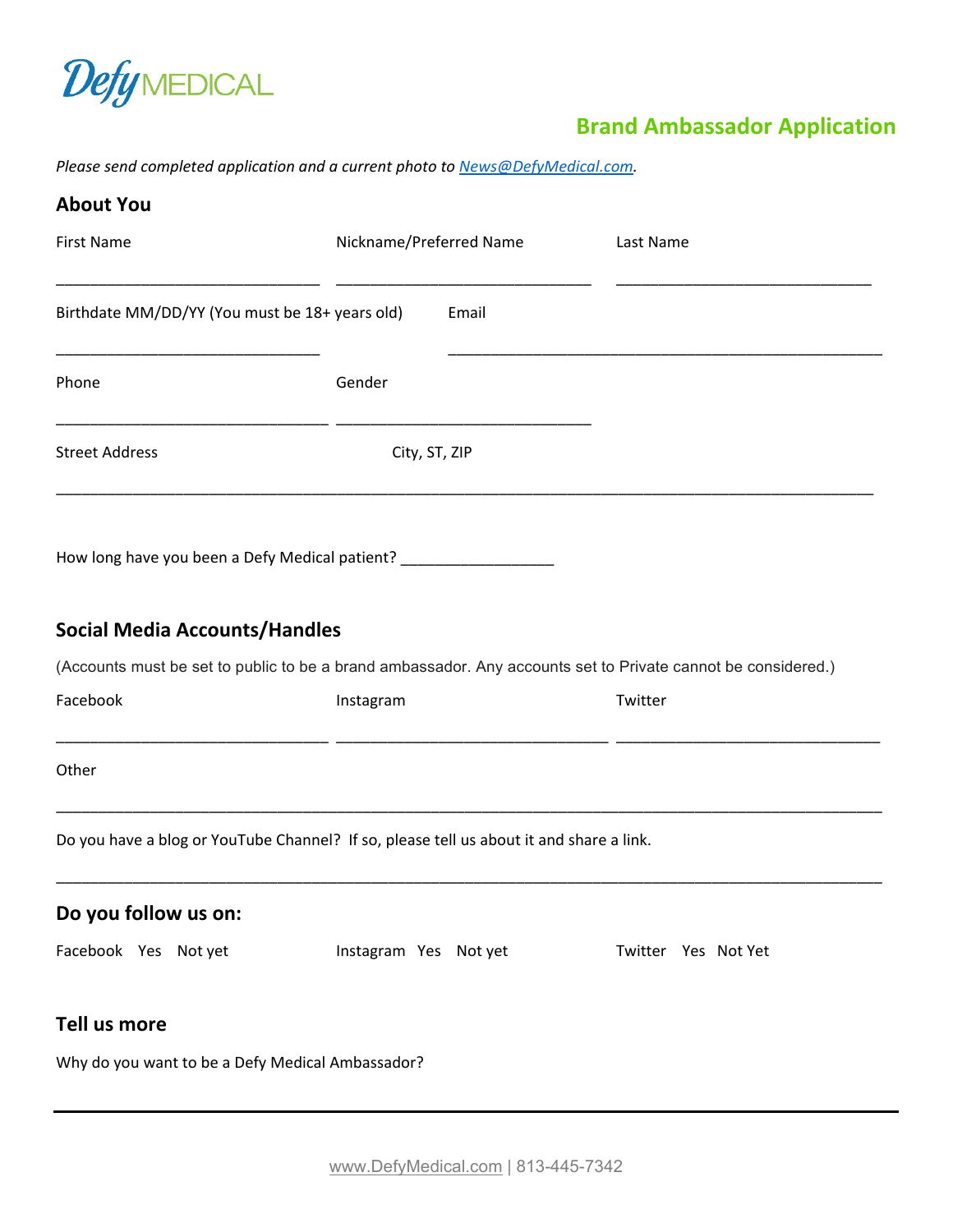Defy MEDICAL

## Brand Ambassador Application

*Please send completed application and a current photo to News@DefyMedical.com.*

### About You

First Name ______________________________ Nickname/Preferred Name ______________________________ Last Name ______________________________

Birthdate MM/DD/YY (You must be 18+ years old) ______________________________ Email ______________________________

Phone ______________________________ Gender ______________________________

Street Address City, ST, ZIP

______________________________________________________________________________________________

How long have you been a Defy Medical patient? _________________

### Social Media Accounts/Handles

(Accounts must be set to public to be a brand ambassador. Any accounts set to Private cannot be considered.)

Facebook ______________________________ Instagram ______________________________ Twitter ______________________________

Other

______________________________________________________________________________________________

Do you have a blog or YouTube Channel? If so, please tell us about it and share a link.

______________________________________________________________________________________________

### Do you follow us on:

Facebook Yes Not yet

Instagram Yes Not yet

Twitter Yes Not Yet

### Tell us more

Why do you want to be a Defy Medical Ambassador?

www.DefyMedical.com | 813-445-7342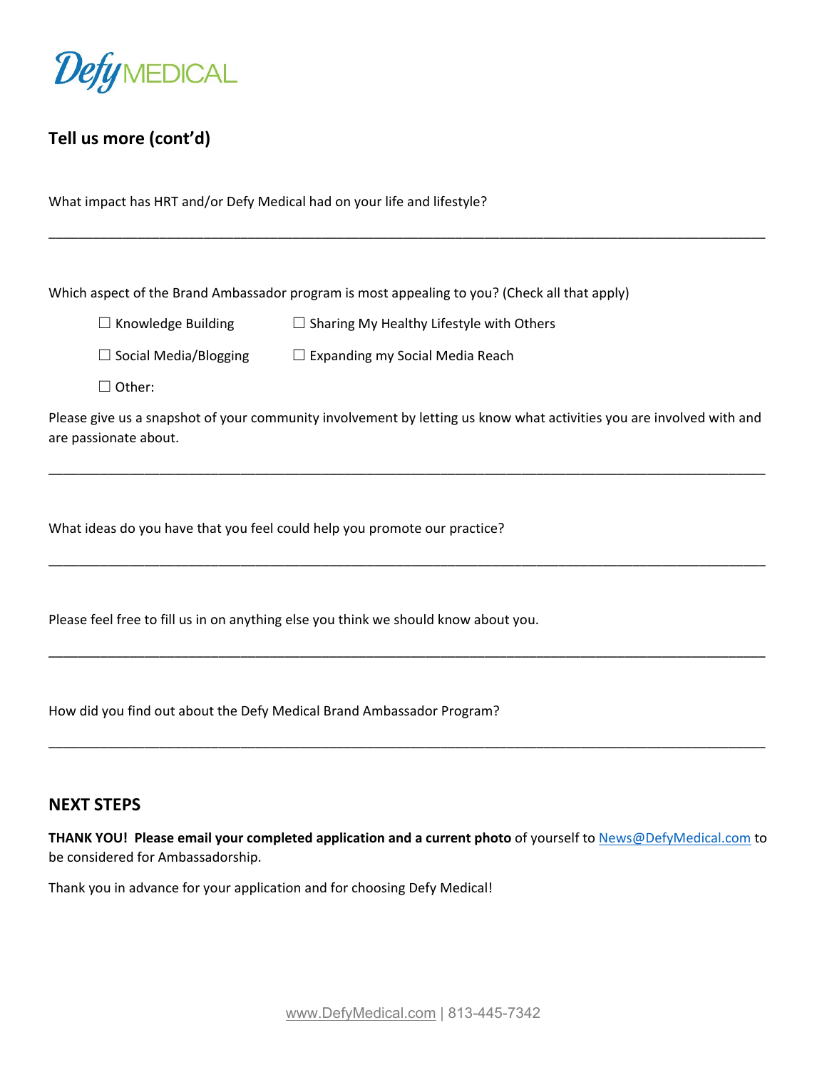Defy MEDICAL

## Tell us more (cont'd)

What impact has HRT and/or Defy Medical had on your life and lifestyle?

\_\_\_\_\_\_\_\_\_\_\_\_\_\_\_\_\_\_\_\_\_\_\_\_\_\_\_\_\_\_\_\_\_\_\_\_\_\_\_\_\_\_\_\_\_\_\_\_\_\_\_\_\_\_\_\_\_\_\_\_\_\_\_\_\_\_\_\_\_\_\_\_\_\_\_\_\_\_

Which aspect of the Brand Ambassador program is most appealing to you? (Check all that apply)

☐ Knowledge Building ☐ Sharing My Healthy Lifestyle with Others

☐ Social Media/Blogging ☐ Expanding my Social Media Reach

☐ Other:

Please give us a snapshot of your community involvement by letting us know what activities you are involved with and are passionate about.

\_\_\_\_\_\_\_\_\_\_\_\_\_\_\_\_\_\_\_\_\_\_\_\_\_\_\_\_\_\_\_\_\_\_\_\_\_\_\_\_\_\_\_\_\_\_\_\_\_\_\_\_\_\_\_\_\_\_\_\_\_\_\_\_\_\_\_\_\_\_\_\_\_\_\_\_\_\_

What ideas do you have that you feel could help you promote our practice?

\_\_\_\_\_\_\_\_\_\_\_\_\_\_\_\_\_\_\_\_\_\_\_\_\_\_\_\_\_\_\_\_\_\_\_\_\_\_\_\_\_\_\_\_\_\_\_\_\_\_\_\_\_\_\_\_\_\_\_\_\_\_\_\_\_\_\_\_\_\_\_\_\_\_\_\_\_\_

Please feel free to fill us in on anything else you think we should know about you.

\_\_\_\_\_\_\_\_\_\_\_\_\_\_\_\_\_\_\_\_\_\_\_\_\_\_\_\_\_\_\_\_\_\_\_\_\_\_\_\_\_\_\_\_\_\_\_\_\_\_\_\_\_\_\_\_\_\_\_\_\_\_\_\_\_\_\_\_\_\_\_\_\_\_\_\_\_\_

How did you find out about the Defy Medical Brand Ambassador Program?

\_\_\_\_\_\_\_\_\_\_\_\_\_\_\_\_\_\_\_\_\_\_\_\_\_\_\_\_\_\_\_\_\_\_\_\_\_\_\_\_\_\_\_\_\_\_\_\_\_\_\_\_\_\_\_\_\_\_\_\_\_\_\_\_\_\_\_\_\_\_\_\_\_\_\_\_\_\_

## NEXT STEPS

**THANK YOU! Please email your completed application and a current photo** of yourself to News@DefyMedical.com to be considered for Ambassadorship.

Thank you in advance for your application and for choosing Defy Medical!

www.DefyMedical.com | 813-445-7342